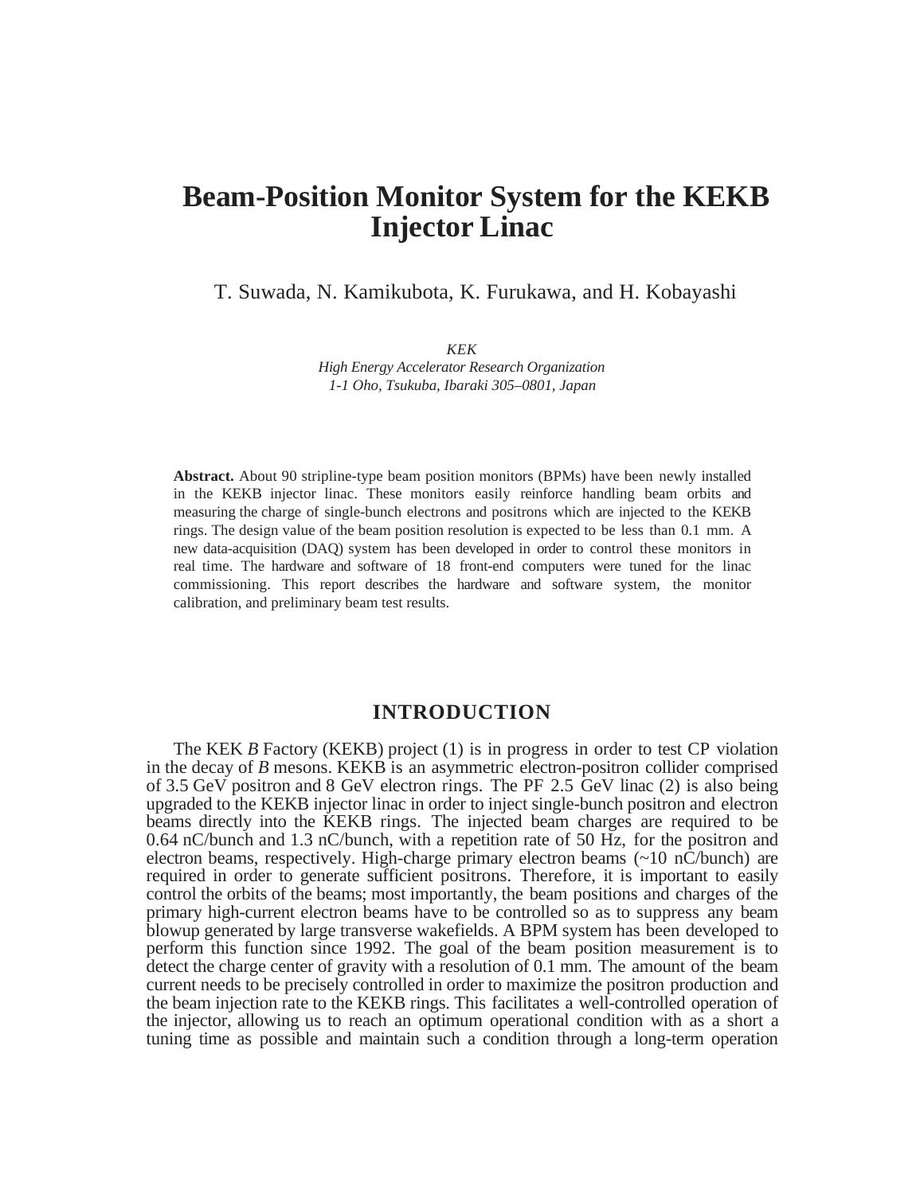# Beam-Position Monitor System for the KEKB Injector Linac

T. Suwada, N. Kamikubota, K. Furukawa, and H. Kobayashi

*KEK*
*High Energy Accelerator Research Organization*
*1-1 Oho, Tsukuba, Ibaraki 305–0801, Japan*

**Abstract.** About 90 stripline-type beam position monitors (BPMs) have been newly installed in the KEKB injector linac. These monitors easily reinforce handling beam orbits and measuring the charge of single-bunch electrons and positrons which are injected to the KEKB rings. The design value of the beam position resolution is expected to be less than 0.1 mm. A new data-acquisition (DAQ) system has been developed in order to control these monitors in real time. The hardware and software of 18 front-end computers were tuned for the linac commissioning. This report describes the hardware and software system, the monitor calibration, and preliminary beam test results.

## INTRODUCTION

The KEK *B* Factory (KEKB) project (1) is in progress in order to test CP violation in the decay of *B* mesons. KEKB is an asymmetric electron-positron collider comprised of 3.5 GeV positron and 8 GeV electron rings. The PF 2.5 GeV linac (2) is also being upgraded to the KEKB injector linac in order to inject single-bunch positron and electron beams directly into the KEKB rings. The injected beam charges are required to be 0.64 nC/bunch and 1.3 nC/bunch, with a repetition rate of 50 Hz, for the positron and electron beams, respectively. High-charge primary electron beams (~10 nC/bunch) are required in order to generate sufficient positrons. Therefore, it is important to easily control the orbits of the beams; most importantly, the beam positions and charges of the primary high-current electron beams have to be controlled so as to suppress any beam blowup generated by large transverse wakefields. A BPM system has been developed to perform this function since 1992. The goal of the beam position measurement is to detect the charge center of gravity with a resolution of 0.1 mm. The amount of the beam current needs to be precisely controlled in order to maximize the positron production and the beam injection rate to the KEKB rings. This facilitates a well-controlled operation of the injector, allowing us to reach an optimum operational condition with as a short a tuning time as possible and maintain such a condition through a long-term operation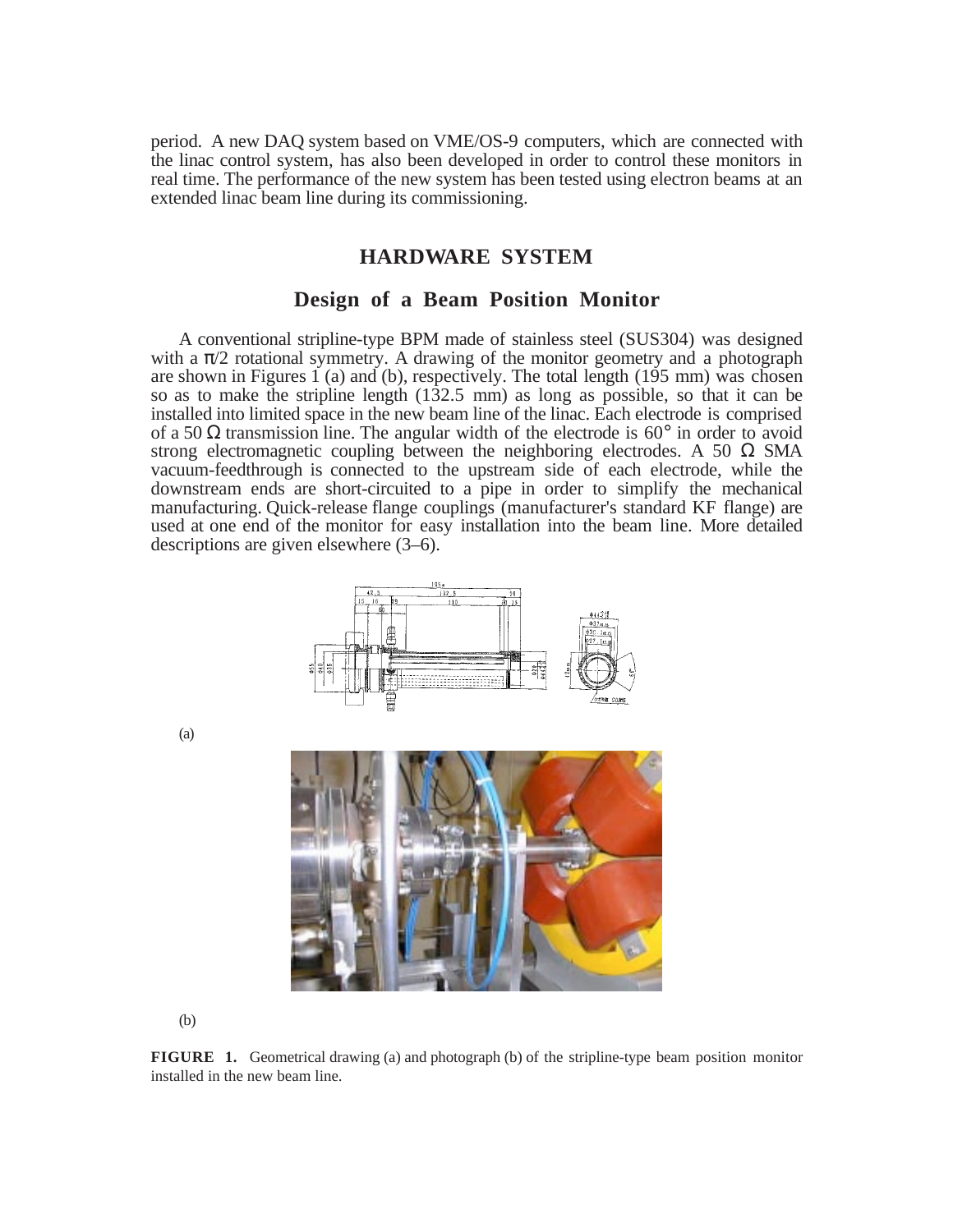period. A new DAQ system based on VME/OS-9 computers, which are connected with the linac control system, has also been developed in order to control these monitors in real time. The performance of the new system has been tested using electron beams at an extended linac beam line during its commissioning.

## HARDWARE SYSTEM

### Design of a Beam Position Monitor

A conventional stripline-type BPM made of stainless steel (SUS304) was designed with a $\pi/2$ rotational symmetry. A drawing of the monitor geometry and a photograph are shown in Figures 1 (a) and (b), respectively. The total length (195 mm) was chosen so as to make the stripline length (132.5 mm) as long as possible, so that it can be installed into limited space in the new beam line of the linac. Each electrode is comprised of a 50 Ω transmission line. The angular width of the electrode is 60° in order to avoid strong electromagnetic coupling between the neighboring electrodes. A 50 Ω SMA vacuum-feedthrough is connected to the upstream side of each electrode, while the downstream ends are short-circuited to a pipe in order to simplify the mechanical manufacturing. Quick-release flange couplings (manufacturer's standard KF flange) are used at one end of the monitor for easy installation into the beam line. More detailed descriptions are given elsewhere (3–6).

(a)

(b)

**FIGURE 1.** Geometrical drawing (a) and photograph (b) of the stripline-type beam position monitor installed in the new beam line.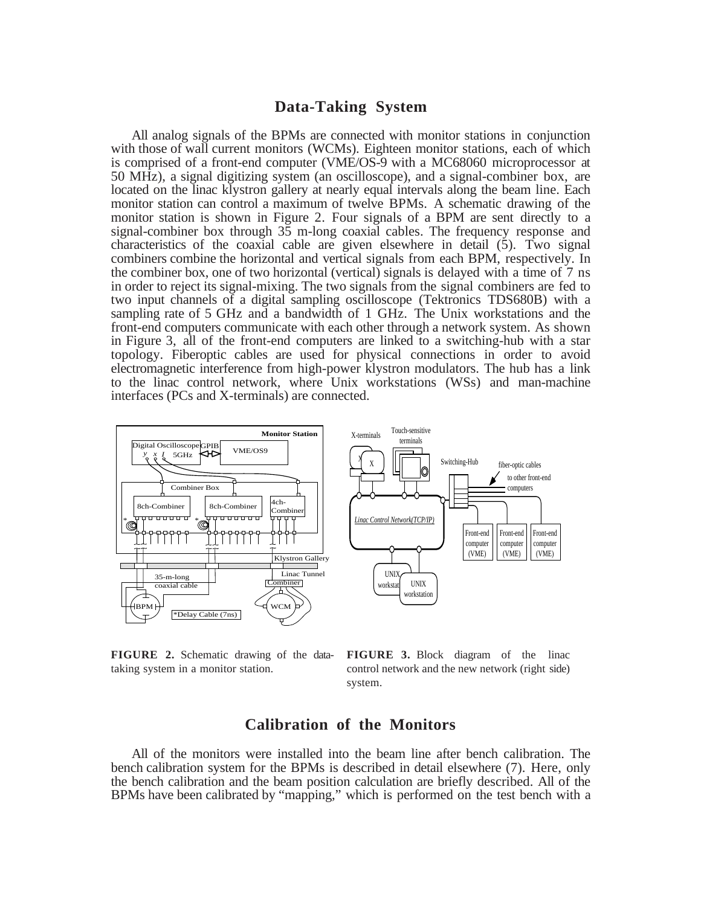## Data-Taking System

All analog signals of the BPMs are connected with monitor stations in conjunction with those of wall current monitors (WCMs). Eighteen monitor stations, each of which is comprised of a front-end computer (VME/OS-9 with a MC68060 microprocessor at 50 MHz), a signal digitizing system (an oscilloscope), and a signal-combiner box, are located on the linac klystron gallery at nearly equal intervals along the beam line. Each monitor station can control a maximum of twelve BPMs. A schematic drawing of the monitor station is shown in Figure 2. Four signals of a BPM are sent directly to a signal-combiner box through 35 m-long coaxial cables. The frequency response and characteristics of the coaxial cable are given elsewhere in detail (5). Two signal combiners combine the horizontal and vertical signals from each BPM, respectively. In the combiner box, one of two horizontal (vertical) signals is delayed with a time of 7 ns in order to reject its signal-mixing. The two signals from the signal combiners are fed to two input channels of a digital sampling oscilloscope (Tektronics TDS680B) with a sampling rate of 5 GHz and a bandwidth of 1 GHz. The Unix workstations and the front-end computers communicate with each other through a network system. As shown in Figure 3, all of the front-end computers are linked to a switching-hub with a star topology. Fiberoptic cables are used for physical connections in order to avoid electromagnetic interference from high-power klystron modulators. The hub has a link to the linac control network, where Unix workstations (WSs) and man-machine interfaces (PCs and X-terminals) are connected.

Monitor Station
Digital Oscilloscope
y x I 5GHz
GPIB
VME/OS9
Combiner Box
8ch-Combiner
8ch-Combiner
4ch-Combiner
Klystron Gallery
Linac Tunnel
Combiner
35-m-long coaxial cable
BPM
WCM
*Delay Cable (7ns)

**FIGURE 2.** Schematic drawing of the data-taking system in a monitor station.

X-terminals
Touch-sensitive terminals
Switching-Hub
fiber-optic cables
to other front-end computers
Linac Control Network(TCP/IP)
Front-end computer (VME)
Front-end computer (VME)
Front-end computer (VME)
UNIX workstation
UNIX workstation

**FIGURE 3.** Block diagram of the linac control network and the new network (right side) system.

## Calibration of the Monitors

All of the monitors were installed into the beam line after bench calibration. The bench calibration system for the BPMs is described in detail elsewhere (7). Here, only the bench calibration and the beam position calculation are briefly described. All of the BPMs have been calibrated by "mapping," which is performed on the test bench with a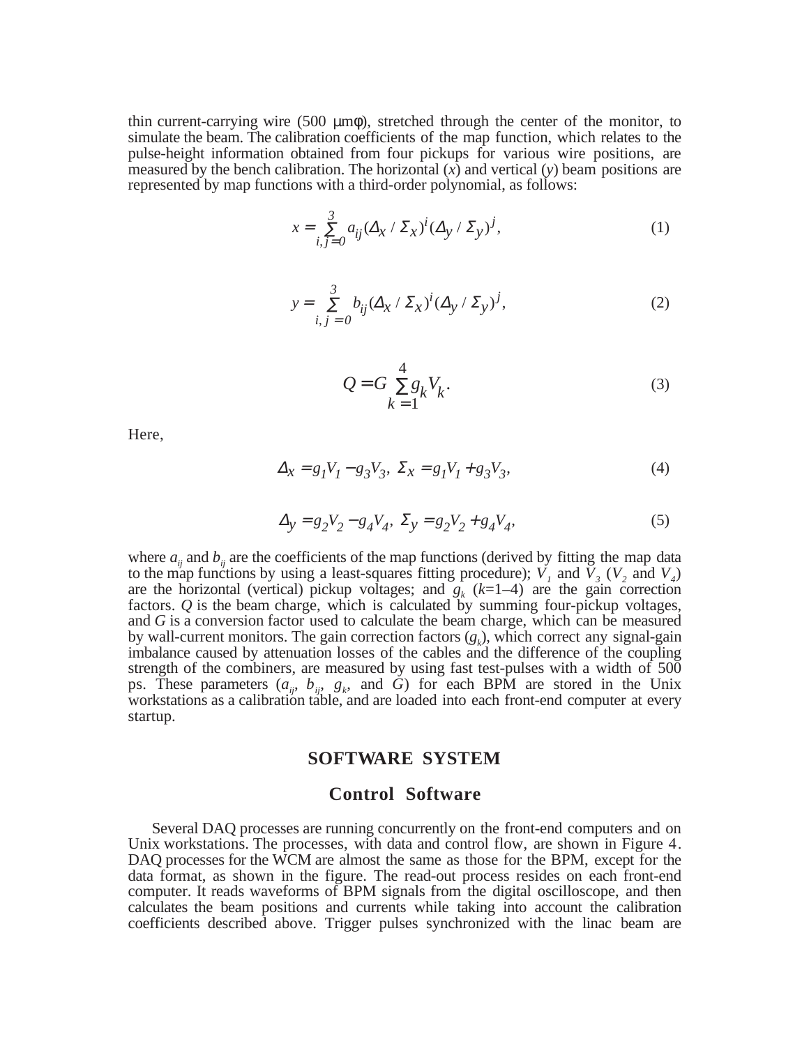thin current-carrying wire (500 μmφ), stretched through the center of the monitor, to simulate the beam. The calibration coefficients of the map function, which relates to the pulse-height information obtained from four pickups for various wire positions, are measured by the bench calibration. The horizontal ($x$) and vertical ($y$) beam positions are represented by map functions with a third-order polynomial, as follows:

$$x = \sum_{i,j=0}^{3} a_{ij} (\Delta_x / \Sigma_x)^i (\Delta_y / \Sigma_y)^j, \tag{1}$$

$$y = \sum_{i,j=0}^{3} b_{ij} (\Delta_x / \Sigma_x)^i (\Delta_y / \Sigma_y)^j, \tag{2}$$

$$Q = G \sum_{k=1}^{4} g_k V_k. \tag{3}$$

Here,

$$\Delta_x = g_1 V_1 - g_3 V_3, \ \Sigma_x = g_1 V_1 + g_3 V_3, \tag{4}$$

$$\Delta_y = g_2 V_2 - g_4 V_4, \ \Sigma_y = g_2 V_2 + g_4 V_4, \tag{5}$$

where $a_{ij}$ and $b_{ij}$ are the coefficients of the map functions (derived by fitting the map data to the map functions by using a least-squares fitting procedure); $V_1$ and $V_3$ ($V_2$ and $V_4$) are the horizontal (vertical) pickup voltages; and $g_k$ ($k$=1–4) are the gain correction factors. $Q$ is the beam charge, which is calculated by summing four-pickup voltages, and $G$ is a conversion factor used to calculate the beam charge, which can be measured by wall-current monitors. The gain correction factors ($g_k$), which correct any signal-gain imbalance caused by attenuation losses of the cables and the difference of the coupling strength of the combiners, are measured by using fast test-pulses with a width of 500 ps. These parameters ($a_{ij}$, $b_{ij}$, $g_k$, and $G$) for each BPM are stored in the Unix workstations as a calibration table, and are loaded into each front-end computer at every startup.

## SOFTWARE SYSTEM

### Control Software

Several DAQ processes are running concurrently on the front-end computers and on Unix workstations. The processes, with data and control flow, are shown in Figure 4. DAQ processes for the WCM are almost the same as those for the BPM, except for the data format, as shown in the figure. The read-out process resides on each front-end computer. It reads waveforms of BPM signals from the digital oscilloscope, and then calculates the beam positions and currents while taking into account the calibration coefficients described above. Trigger pulses synchronized with the linac beam are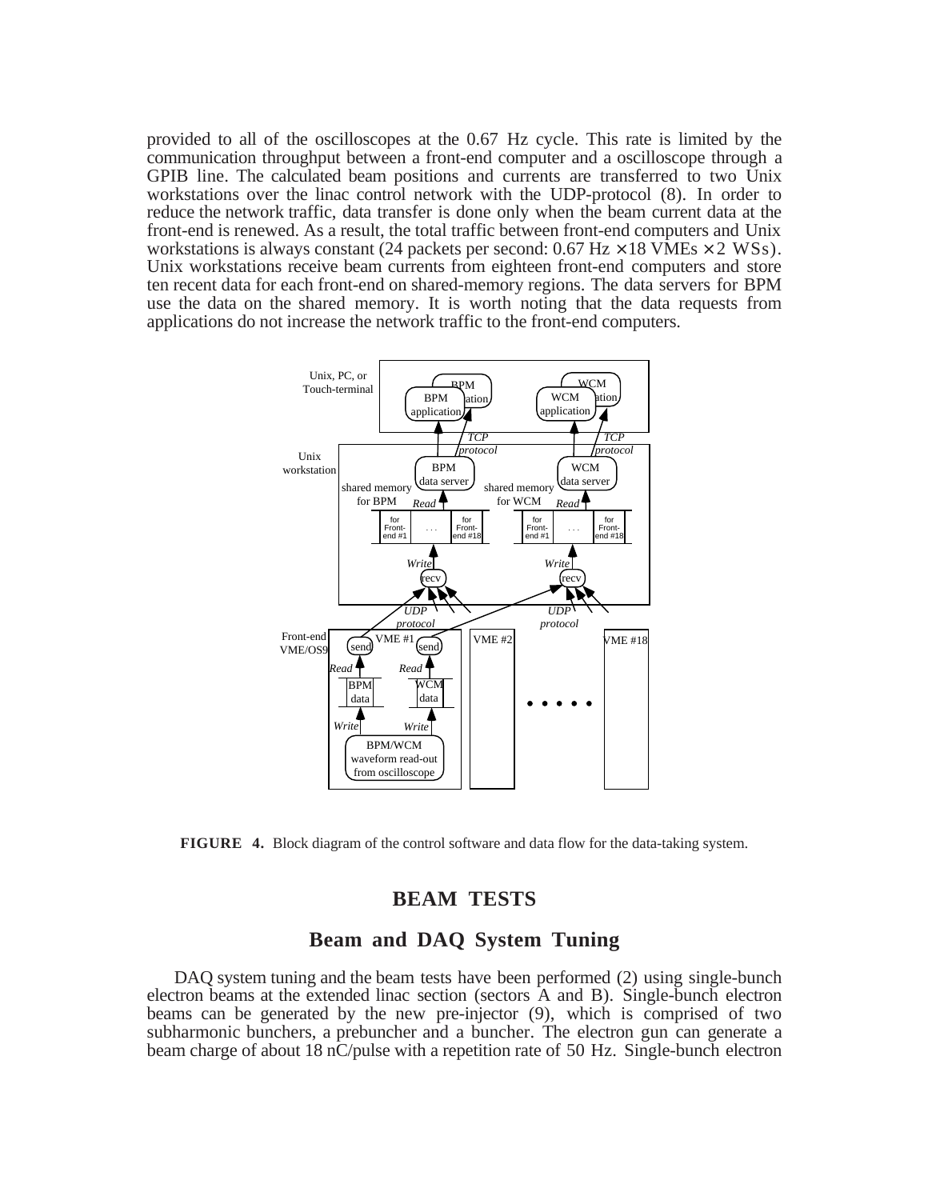provided to all of the oscilloscopes at the 0.67 Hz cycle. This rate is limited by the communication throughput between a front-end computer and a oscilloscope through a GPIB line. The calculated beam positions and currents are transferred to two Unix workstations over the linac control network with the UDP-protocol (8). In order to reduce the network traffic, data transfer is done only when the beam current data at the front-end is renewed. As a result, the total traffic between front-end computers and Unix workstations is always constant (24 packets per second: $0.67\ \mathrm{Hz} \times 18\ \mathrm{VMEs} \times 2\ \mathrm{WSs}$). Unix workstations receive beam currents from eighteen front-end computers and store ten recent data for each front-end on shared-memory regions. The data servers for BPM use the data on the shared memory. It is worth noting that the data requests from applications do not increase the network traffic to the front-end computers.

**FIGURE 4.** Block diagram of the control software and data flow for the data-taking system.

# BEAM TESTS

## Beam and DAQ System Tuning

DAQ system tuning and the beam tests have been performed (2) using single-bunch electron beams at the extended linac section (sectors A and B). Single-bunch electron beams can be generated by the new pre-injector (9), which is comprised of two subharmonic bunchers, a prebuncher and a buncher. The electron gun can generate a beam charge of about 18 nC/pulse with a repetition rate of 50 Hz. Single-bunch electron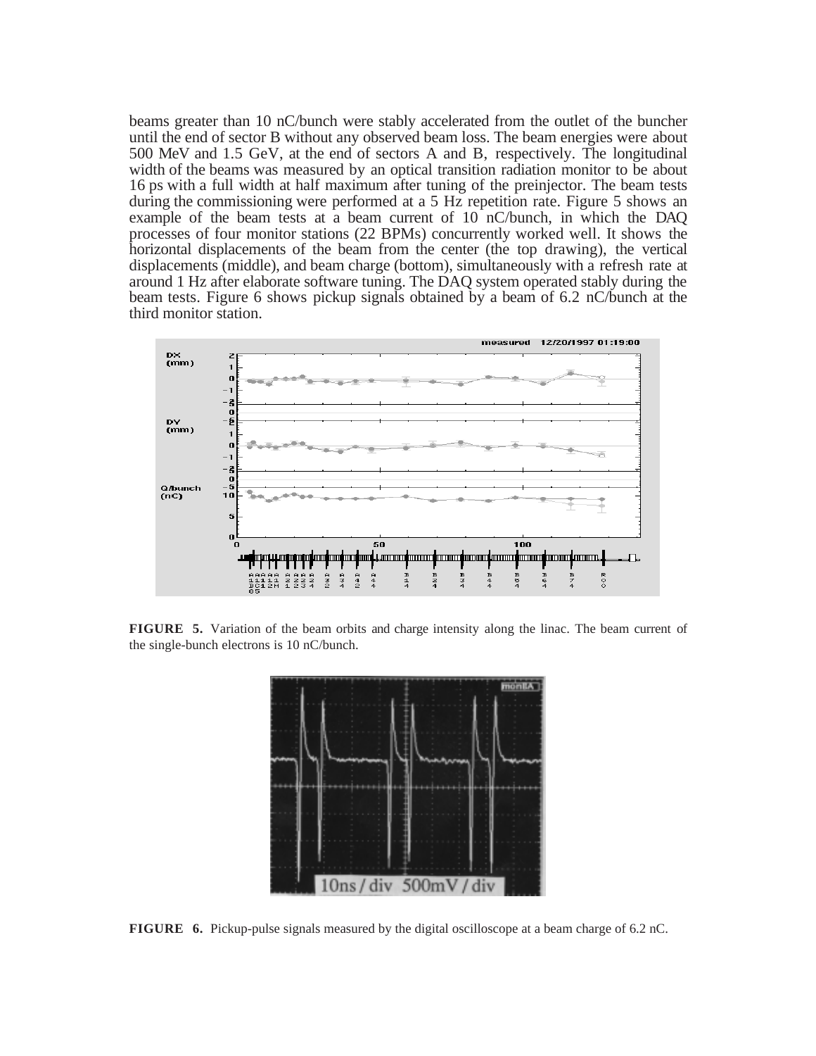beams greater than 10 nC/bunch were stably accelerated from the outlet of the buncher until the end of sector B without any observed beam loss. The beam energies were about 500 MeV and 1.5 GeV, at the end of sectors A and B, respectively. The longitudinal width of the beams was measured by an optical transition radiation monitor to be about 16 ps with a full width at half maximum after tuning of the preinjector. The beam tests during the commissioning were performed at a 5 Hz repetition rate. Figure 5 shows an example of the beam tests at a beam current of 10 nC/bunch, in which the DAQ processes of four monitor stations (22 BPMs) concurrently worked well. It shows the horizontal displacements of the beam from the center (the top drawing), the vertical displacements (middle), and beam charge (bottom), simultaneously with a refresh rate at around 1 Hz after elaborate software tuning. The DAQ system operated stably during the beam tests. Figure 6 shows pickup signals obtained by a beam of 6.2 nC/bunch at the third monitor station.

measured 12/20/1997 01:19:00

DX (mm)

DY (mm)

Q/bunch (nC)

0 50 100

**FIGURE 5.** Variation of the beam orbits and charge intensity along the linac. The beam current of the single-bunch electrons is 10 nC/bunch.

monEA

10ns / div 500mV / div

**FIGURE 6.** Pickup-pulse signals measured by the digital oscilloscope at a beam charge of 6.2 nC.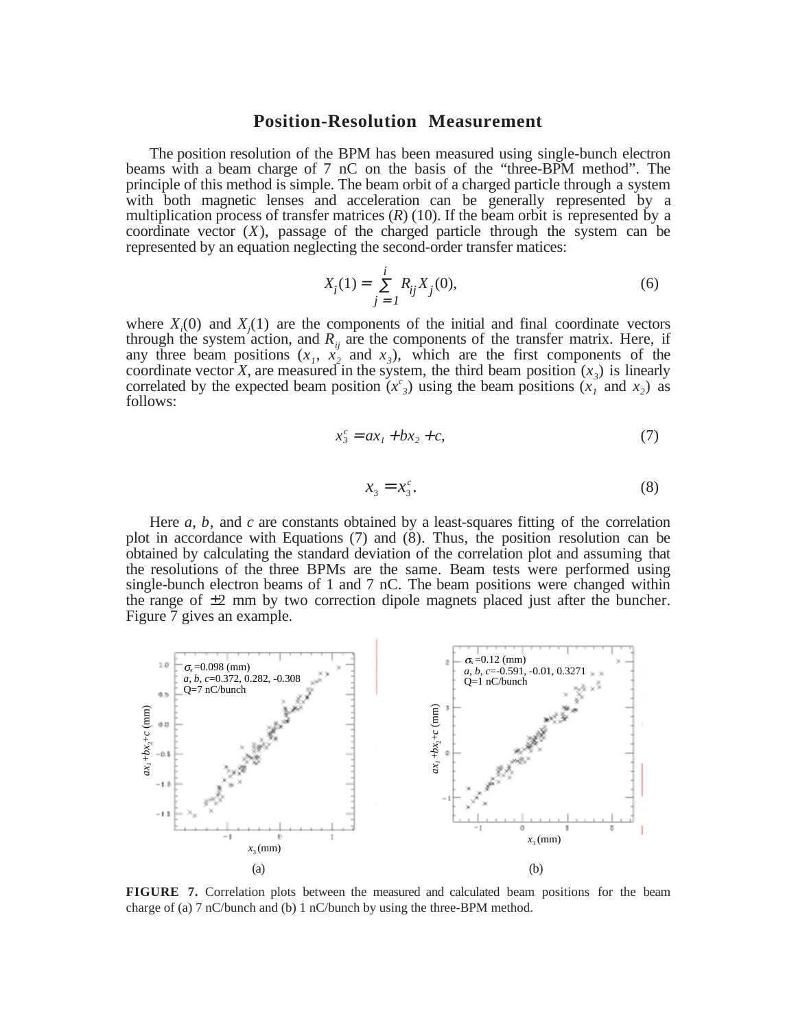## Position-Resolution Measurement

The position resolution of the BPM has been measured using single-bunch electron beams with a beam charge of 7 nC on the basis of the "three-BPM method". The principle of this method is simple. The beam orbit of a charged particle through a system with both magnetic lenses and acceleration can be generally represented by a multiplication process of transfer matrices ($R$) (10). If the beam orbit is represented by a coordinate vector ($X$), passage of the charged particle through the system can be represented by an equation neglecting the second-order transfer matices:

$$X_i(1) = \sum_{j=1}^{i} R_{ij} X_j(0), \tag{6}$$

where $X_i(0)$ and $X_j(1)$ are the components of the initial and final coordinate vectors through the system action, and $R_{ij}$ are the components of the transfer matrix. Here, if any three beam positions ($x_1$, $x_2$ and $x_3$), which are the first components of the coordinate vector $X$, are measured in the system, the third beam position ($x_3$) is linearly correlated by the expected beam position ($x^c_3$) using the beam positions ($x_1$ and $x_2$) as follows:

$$x_3^c = ax_1 + bx_2 + c, \tag{7}$$

$$x_3 = x_3^c. \tag{8}$$

Here $a$, $b$, and $c$ are constants obtained by a least-squares fitting of the correlation plot in accordance with Equations (7) and (8). Thus, the position resolution can be obtained by calculating the standard deviation of the correlation plot and assuming that the resolutions of the three BPMs are the same. Beam tests were performed using single-bunch electron beams of 1 and 7 nC. The beam positions were changed within the range of ±2 mm by two correction dipole magnets placed just after the buncher. Figure 7 gives an example.

(a)

$\sigma_x$=0.098 (mm)
$a$, $b$, $c$=0.372, 0.282, -0.308
Q=7 nC/bunch

$ax_1 + bx_2 + c$ (mm)

$x_3$ (mm)

(b)

$\sigma_x$=0.12 (mm)
$a$, $b$, $c$=-0.591, -0.01, 0.3271
Q=1 nC/bunch

$ax_1 + bx_2 + c$ (mm)

$x_3$ (mm)

**FIGURE 7.** Correlation plots between the measured and calculated beam positions for the beam charge of (a) 7 nC/bunch and (b) 1 nC/bunch by using the three-BPM method.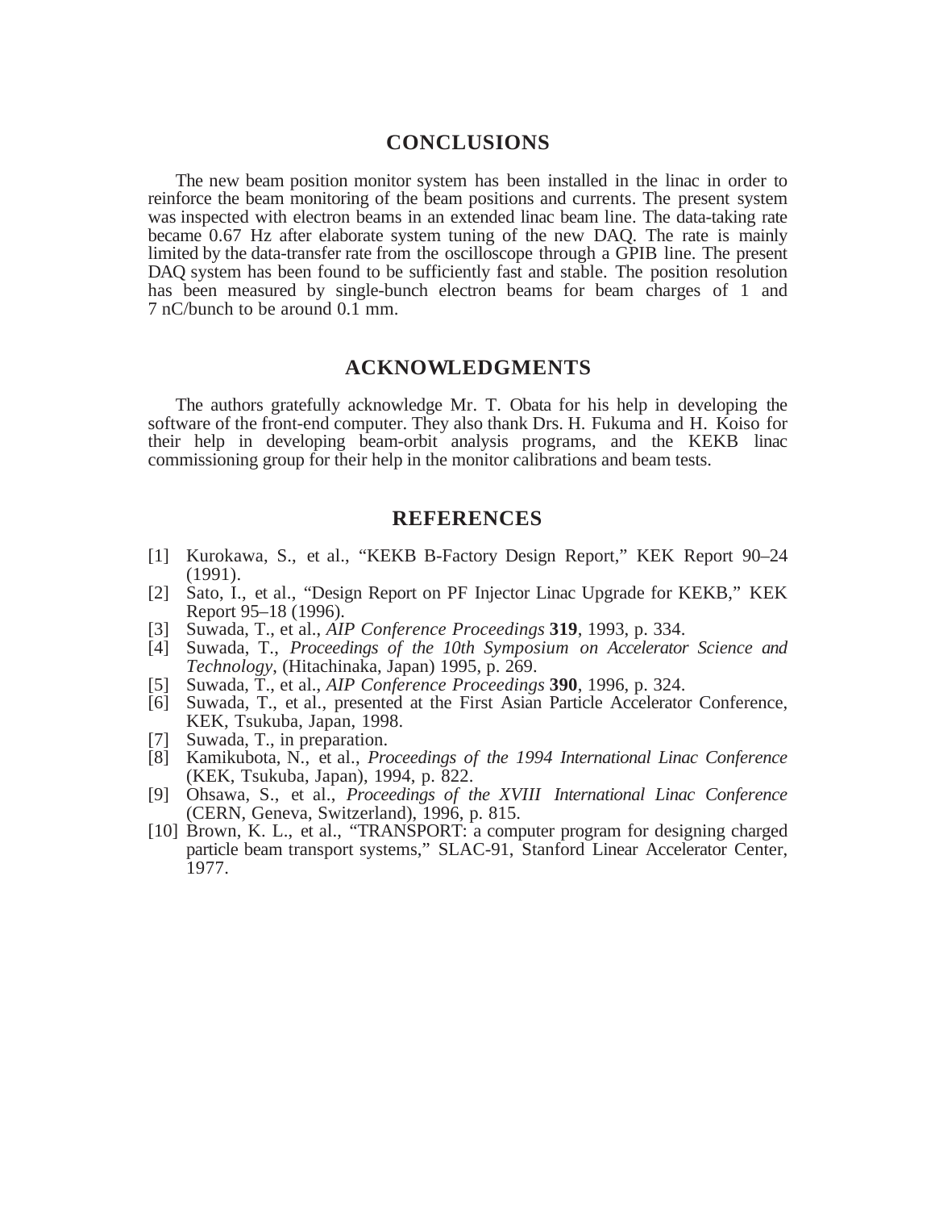## CONCLUSIONS

The new beam position monitor system has been installed in the linac in order to reinforce the beam monitoring of the beam positions and currents. The present system was inspected with electron beams in an extended linac beam line. The data-taking rate became 0.67 Hz after elaborate system tuning of the new DAQ. The rate is mainly limited by the data-transfer rate from the oscilloscope through a GPIB line. The present DAQ system has been found to be sufficiently fast and stable. The position resolution has been measured by single-bunch electron beams for beam charges of 1 and 7 nC/bunch to be around 0.1 mm.

## ACKNOWLEDGMENTS

The authors gratefully acknowledge Mr. T. Obata for his help in developing the software of the front-end computer. They also thank Drs. H. Fukuma and H. Koiso for their help in developing beam-orbit analysis programs, and the KEKB linac commissioning group for their help in the monitor calibrations and beam tests.

## REFERENCES

[1] Kurokawa, S., et al., "KEKB B-Factory Design Report," KEK Report 90–24 (1991).
[2] Sato, I., et al., "Design Report on PF Injector Linac Upgrade for KEKB," KEK Report 95–18 (1996).
[3] Suwada, T., et al., *AIP Conference Proceedings* **319**, 1993, p. 334.
[4] Suwada, T., *Proceedings of the 10th Symposium on Accelerator Science and Technology*, (Hitachinaka, Japan) 1995, p. 269.
[5] Suwada, T., et al., *AIP Conference Proceedings* **390**, 1996, p. 324.
[6] Suwada, T., et al., presented at the First Asian Particle Accelerator Conference, KEK, Tsukuba, Japan, 1998.
[7] Suwada, T., in preparation.
[8] Kamikubota, N., et al., *Proceedings of the 1994 International Linac Conference* (KEK, Tsukuba, Japan), 1994, p. 822.
[9] Ohsawa, S., et al., *Proceedings of the XVIII International Linac Conference* (CERN, Geneva, Switzerland), 1996, p. 815.
[10] Brown, K. L., et al., "TRANSPORT: a computer program for designing charged particle beam transport systems," SLAC-91, Stanford Linear Accelerator Center, 1977.